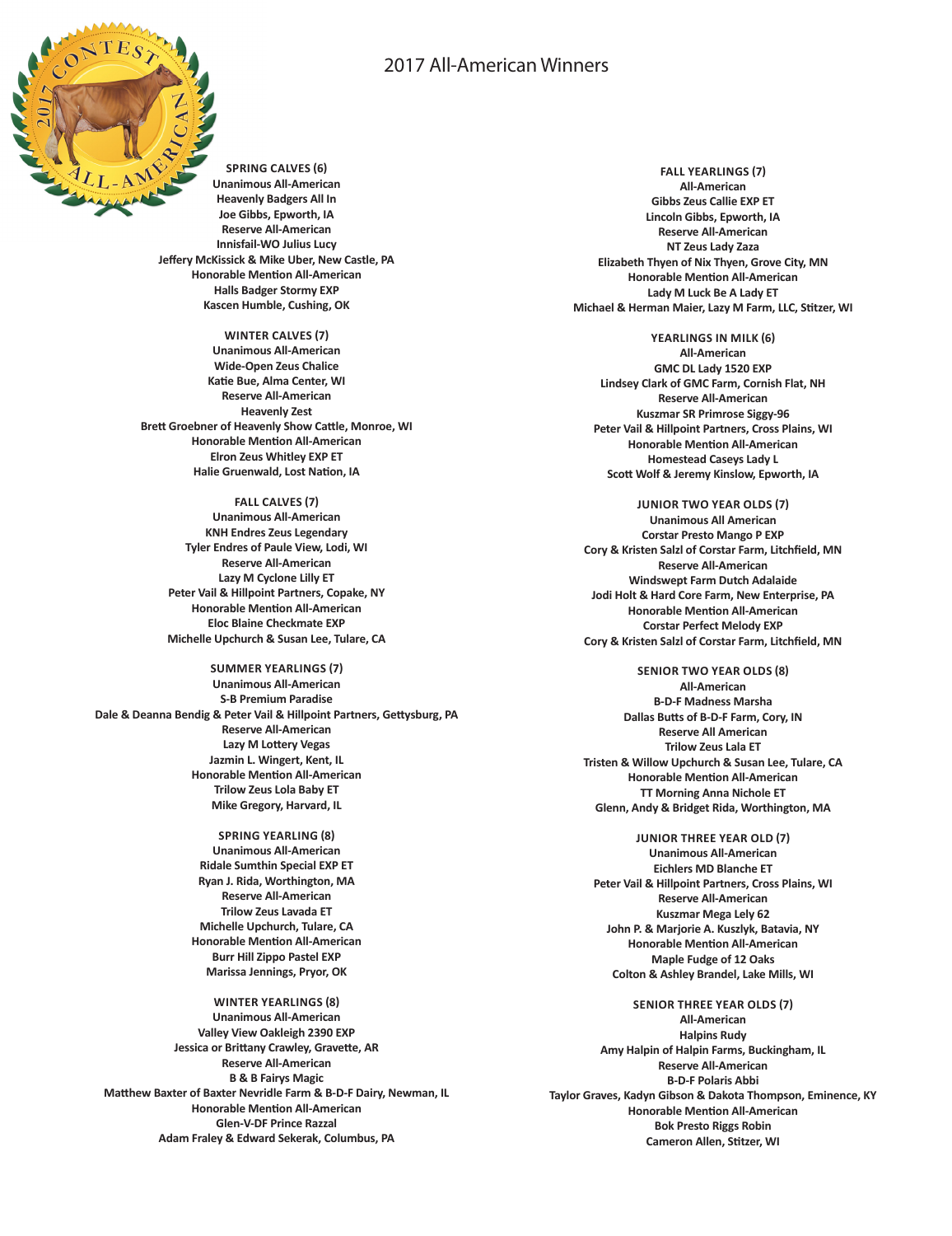# 2017 All-American Winners

**SPRING CALVES (6)**
Unanimous All-American
Heavenly Badgers All In
Joe Gibbs, Epworth, IA
Reserve All-American
Innisfail-WO Julius Lucy
Jeffery McKissick & Mike Uber, New Castle, PA
Honorable Mention All-American
Halls Badger Stormy EXP
Kascen Humble, Cushing, OK

**WINTER CALVES (7)**
Unanimous All-American
Wide-Open Zeus Chalice
Katie Bue, Alma Center, WI
Reserve All-American
Heavenly Zest
Brett Groebner of Heavenly Show Cattle, Monroe, WI
Honorable Mention All-American
Elron Zeus Whitley EXP ET
Halie Gruenwald, Lost Nation, IA

**FALL CALVES (7)**
Unanimous All-American
KNH Endres Zeus Legendary
Tyler Endres of Paule View, Lodi, WI
Reserve All-American
Lazy M Cyclone Lilly ET
Peter Vail & Hillpoint Partners, Copake, NY
Honorable Mention All-American
Eloc Blaine Checkmate EXP
Michelle Upchurch & Susan Lee, Tulare, CA

**SUMMER YEARLINGS (7)**
Unanimous All-American
S-B Premium Paradise
Dale & Deanna Bendig & Peter Vail & Hillpoint Partners, Gettysburg, PA
Reserve All-American
Lazy M Lottery Vegas
Jazmin L. Wingert, Kent, IL
Honorable Mention All-American
Trilow Zeus Lola Baby ET
Mike Gregory, Harvard, IL

**SPRING YEARLING (8)**
Unanimous All-American
Ridale Sumthin Special EXP ET
Ryan J. Rida, Worthington, MA
Reserve All-American
Trilow Zeus Lavada ET
Michelle Upchurch, Tulare, CA
Honorable Mention All-American
Burr Hill Zippo Pastel EXP
Marissa Jennings, Pryor, OK

**WINTER YEARLINGS (8)**
Unanimous All-American
Valley View Oakleigh 2390 EXP
Jessica or Brittany Crawley, Gravette, AR
Reserve All-American
B & B Fairys Magic
Matthew Baxter of Baxter Nevridle Farm & B-D-F Dairy, Newman, IL
Honorable Mention All-American
Glen-V-DF Prince Razzal
Adam Fraley & Edward Sekerak, Columbus, PA

**FALL YEARLINGS (7)**
All-American
Gibbs Zeus Callie EXP ET
Lincoln Gibbs, Epworth, IA
Reserve All-American
NT Zeus Lady Zaza
Elizabeth Thyen of Nix Thyen, Grove City, MN
Honorable Mention All-American
Lady M Luck Be A Lady ET
Michael & Herman Maier, Lazy M Farm, LLC, Stitzer, WI

**YEARLINGS IN MILK (6)**
All-American
GMC DL Lady 1520 EXP
Lindsey Clark of GMC Farm, Cornish Flat, NH
Reserve All-American
Kuszmar SR Primrose Siggy-96
Peter Vail & Hillpoint Partners, Cross Plains, WI
Honorable Mention All-American
Homestead Caseys Lady L
Scott Wolf & Jeremy Kinslow, Epworth, IA

**JUNIOR TWO YEAR OLDS (7)**
Unanimous All American
Corstar Presto Mango P EXP
Cory & Kristen Salzl of Corstar Farm, Litchfield, MN
Reserve All-American
Windswept Farm Dutch Adalaide
Jodi Holt & Hard Core Farm, New Enterprise, PA
Honorable Mention All-American
Corstar Perfect Melody EXP
Cory & Kristen Salzl of Corstar Farm, Litchfield, MN

**SENIOR TWO YEAR OLDS (8)**
All-American
B-D-F Madness Marsha
Dallas Butts of B-D-F Farm, Cory, IN
Reserve All American
Trilow Zeus Lala ET
Tristen & Willow Upchurch & Susan Lee, Tulare, CA
Honorable Mention All-American
TT Morning Anna Nichole ET
Glenn, Andy & Bridget Rida, Worthington, MA

**JUNIOR THREE YEAR OLD (7)**
Unanimous All-American
Eichlers MD Blanche ET
Peter Vail & Hillpoint Partners, Cross Plains, WI
Reserve All-American
Kuszmar Mega Lely 62
John P. & Marjorie A. Kuszlyk, Batavia, NY
Honorable Mention All-American
Maple Fudge of 12 Oaks
Colton & Ashley Brandel, Lake Mills, WI

**SENIOR THREE YEAR OLDS (7)**
All-American
Halpins Rudy
Amy Halpin of Halpin Farms, Buckingham, IL
Reserve All-American
B-D-F Polaris Abbi
Taylor Graves, Kadyn Gibson & Dakota Thompson, Eminence, KY
Honorable Mention All-American
Bok Presto Riggs Robin
Cameron Allen, Stitzer, WI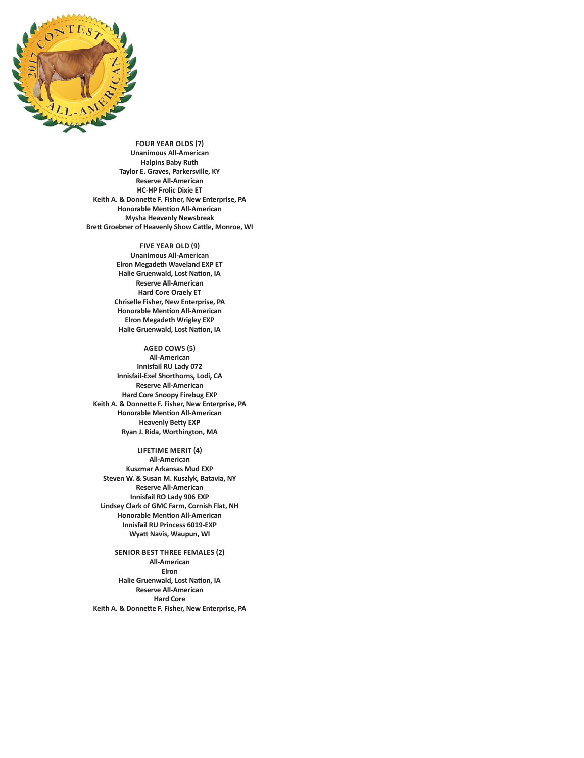**FOUR YEAR OLDS (7)**
**Unanimous All-American**
**Halpins Baby Ruth**
**Taylor E. Graves, Parkersville, KY**
**Reserve All-American**
**HC-HP Frolic Dixie ET**
**Keith A. & Donnette F. Fisher, New Enterprise, PA**
**Honorable Mention All-American**
**Mysha Heavenly Newsbreak**
**Brett Groebner of Heavenly Show Cattle, Monroe, WI**

**FIVE YEAR OLD (9)**
**Unanimous All-American**
**Elron Megadeth Waveland EXP ET**
**Halie Gruenwald, Lost Nation, IA**
**Reserve All-American**
**Hard Core Oraely ET**
**Chriselle Fisher, New Enterprise, PA**
**Honorable Mention All-American**
**Elron Megadeth Wrigley EXP**
**Halie Gruenwald, Lost Nation, IA**

**AGED COWS (5)**
**All-American**
**Innisfail RU Lady 072**
**Innisfail-Exel Shorthorns, Lodi, CA**
**Reserve All-American**
**Hard Core Snoopy Firebug EXP**
**Keith A. & Donnette F. Fisher, New Enterprise, PA**
**Honorable Mention All-American**
**Heavenly Betty EXP**
**Ryan J. Rida, Worthington, MA**

**LIFETIME MERIT (4)**
**All-American**
**Kuszmar Arkansas Mud EXP**
**Steven W. & Susan M. Kuszlyk, Batavia, NY**
**Reserve All-American**
**Innisfail RO Lady 906 EXP**
**Lindsey Clark of GMC Farm, Cornish Flat, NH**
**Honorable Mention All-American**
**Innisfail RU Princess 6019-EXP**
**Wyatt Navis, Waupun, WI**

**SENIOR BEST THREE FEMALES (2)**
**All-American**
**Elron**
**Halie Gruenwald, Lost Nation, IA**
**Reserve All-American**
**Hard Core**
**Keith A. & Donnette F. Fisher, New Enterprise, PA**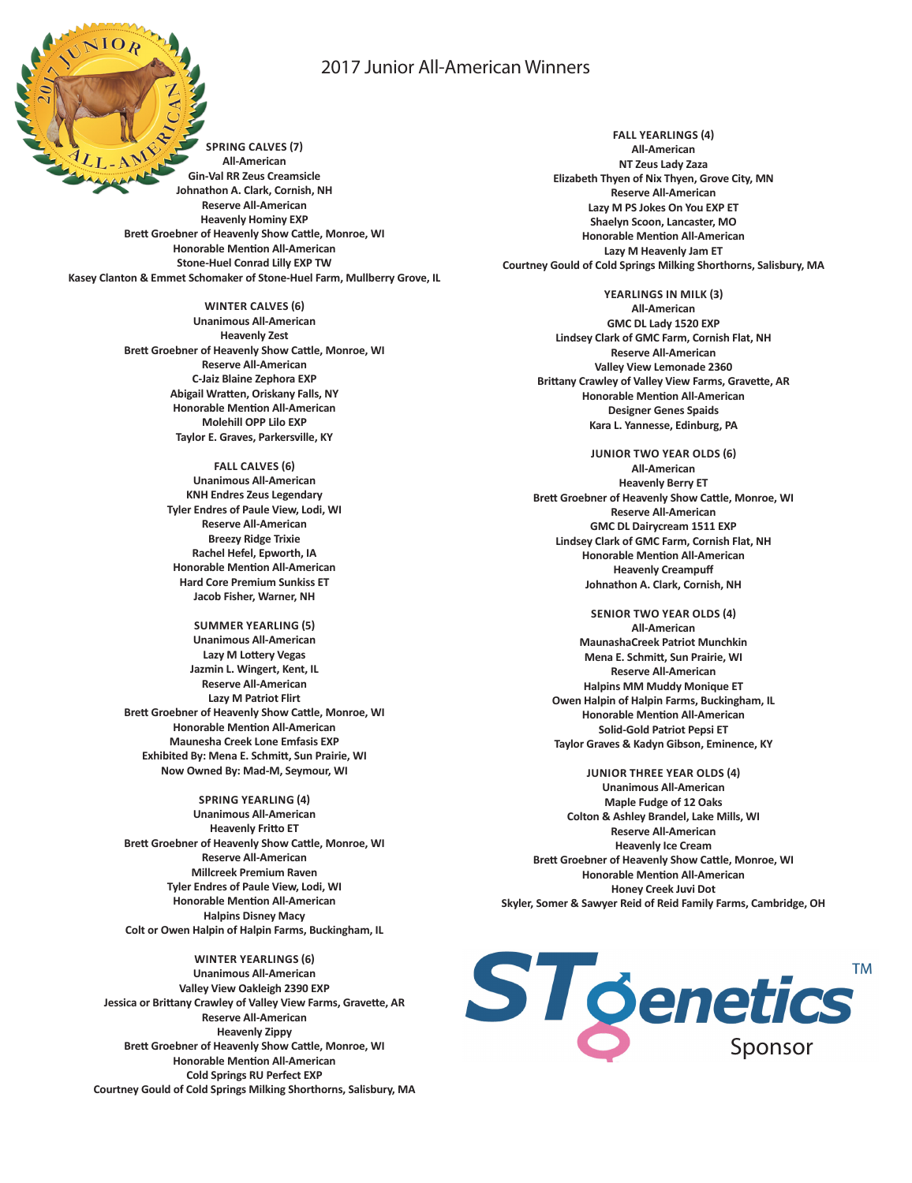# 2017 Junior All-American Winners

**SPRING CALVES (7)**
**All-American**
**Gin-Val RR Zeus Creamsicle**
**Johnathon A. Clark, Cornish, NH**
**Reserve All-American**
**Heavenly Hominy EXP**
**Brett Groebner of Heavenly Show Cattle, Monroe, WI**
**Honorable Mention All-American**
**Stone-Huel Conrad Lilly EXP TW**
**Kasey Clanton & Emmet Schomaker of Stone-Huel Farm, Mullberry Grove, IL**

**WINTER CALVES (6)**
**Unanimous All-American**
**Heavenly Zest**
**Brett Groebner of Heavenly Show Cattle, Monroe, WI**
**Reserve All-American**
**C-Jaiz Blaine Zephora EXP**
**Abigail Wratten, Oriskany Falls, NY**
**Honorable Mention All-American**
**Molehill OPP Lilo EXP**
**Taylor E. Graves, Parkersville, KY**

**FALL CALVES (6)**
**Unanimous All-American**
**KNH Endres Zeus Legendary**
**Tyler Endres of Paule View, Lodi, WI**
**Reserve All-American**
**Breezy Ridge Trixie**
**Rachel Hefel, Epworth, IA**
**Honorable Mention All-American**
**Hard Core Premium Sunkiss ET**
**Jacob Fisher, Warner, NH**

**SUMMER YEARLING (5)**
**Unanimous All-American**
**Lazy M Lottery Vegas**
**Jazmin L. Wingert, Kent, IL**
**Reserve All-American**
**Lazy M Patriot Flirt**
**Brett Groebner of Heavenly Show Cattle, Monroe, WI**
**Honorable Mention All-American**
**Maunesha Creek Lone Emfasis EXP**
**Exhibited By: Mena E. Schmitt, Sun Prairie, WI**
**Now Owned By: Mad-M, Seymour, WI**

**SPRING YEARLING (4)**
**Unanimous All-American**
**Heavenly Fritto ET**
**Brett Groebner of Heavenly Show Cattle, Monroe, WI**
**Reserve All-American**
**Millcreek Premium Raven**
**Tyler Endres of Paule View, Lodi, WI**
**Honorable Mention All-American**
**Halpins Disney Macy**
**Colt or Owen Halpin of Halpin Farms, Buckingham, IL**

**WINTER YEARLINGS (6)**
**Unanimous All-American**
**Valley View Oakleigh 2390 EXP**
**Jessica or Brittany Crawley of Valley View Farms, Gravette, AR**
**Reserve All-American**
**Heavenly Zippy**
**Brett Groebner of Heavenly Show Cattle, Monroe, WI**
**Honorable Mention All-American**
**Cold Springs RU Perfect EXP**
**Courtney Gould of Cold Springs Milking Shorthorns, Salisbury, MA**

**FALL YEARLINGS (4)**
**All-American**
**NT Zeus Lady Zaza**
**Elizabeth Thyen of Nix Thyen, Grove City, MN**
**Reserve All-American**
**Lazy M PS Jokes On You EXP ET**
**Shaelyn Scoon, Lancaster, MO**
**Honorable Mention All-American**
**Lazy M Heavenly Jam ET**
**Courtney Gould of Cold Springs Milking Shorthorns, Salisbury, MA**

**YEARLINGS IN MILK (3)**
**All-American**
**GMC DL Lady 1520 EXP**
**Lindsey Clark of GMC Farm, Cornish Flat, NH**
**Reserve All-American**
**Valley View Lemonade 2360**
**Brittany Crawley of Valley View Farms, Gravette, AR**
**Honorable Mention All-American**
**Designer Genes Spaids**
**Kara L. Yannesse, Edinburg, PA**

**JUNIOR TWO YEAR OLDS (6)**
**All-American**
**Heavenly Berry ET**
**Brett Groebner of Heavenly Show Cattle, Monroe, WI**
**Reserve All-American**
**GMC DL Dairycream 1511 EXP**
**Lindsey Clark of GMC Farm, Cornish Flat, NH**
**Honorable Mention All-American**
**Heavenly Creampuff**
**Johnathon A. Clark, Cornish, NH**

**SENIOR TWO YEAR OLDS (4)**
**All-American**
**MaunashaCreek Patriot Munchkin**
**Mena E. Schmitt, Sun Prairie, WI**
**Reserve All-American**
**Halpins MM Muddy Monique ET**
**Owen Halpin of Halpin Farms, Buckingham, IL**
**Honorable Mention All-American**
**Solid-Gold Patriot Pepsi ET**
**Taylor Graves & Kadyn Gibson, Eminence, KY**

**JUNIOR THREE YEAR OLDS (4)**
**Unanimous All-American**
**Maple Fudge of 12 Oaks**
**Colton & Ashley Brandel, Lake Mills, WI**
**Reserve All-American**
**Heavenly Ice Cream**
**Brett Groebner of Heavenly Show Cattle, Monroe, WI**
**Honorable Mention All-American**
**Honey Creek Juvi Dot**
**Skyler, Somer & Sawyer Reid of Reid Family Farms, Cambridge, OH**

STgenetics™ Sponsor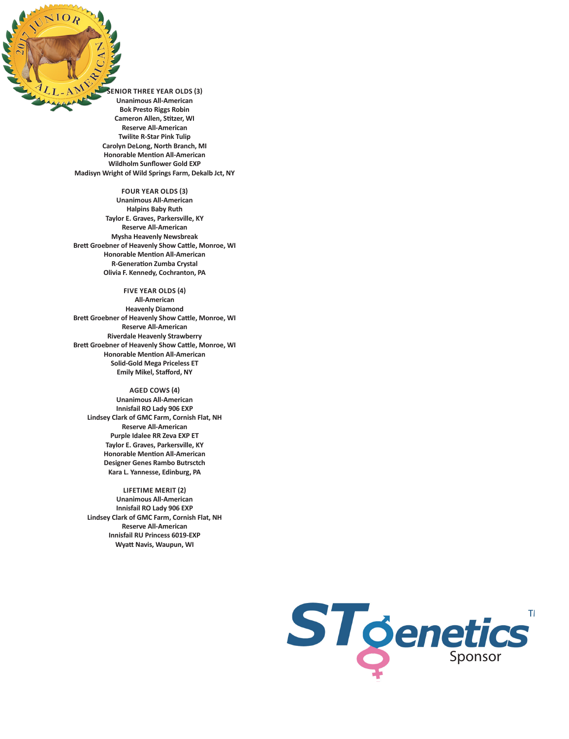**SENIOR THREE YEAR OLDS (3)**
Unanimous All-American
Bok Presto Riggs Robin
Cameron Allen, Stitzer, WI
Reserve All-American
Twilite R-Star Pink Tulip
Carolyn DeLong, North Branch, MI
Honorable Mention All-American
Wildholm Sunflower Gold EXP
Madisyn Wright of Wild Springs Farm, Dekalb Jct, NY

**FOUR YEAR OLDS (3)**
Unanimous All-American
Halpins Baby Ruth
Taylor E. Graves, Parkersville, KY
Reserve All-American
Mysha Heavenly Newsbreak
Brett Groebner of Heavenly Show Cattle, Monroe, WI
Honorable Mention All-American
R-Generation Zumba Crystal
Olivia F. Kennedy, Cochranton, PA

**FIVE YEAR OLDS (4)**
All-American
Heavenly Diamond
Brett Groebner of Heavenly Show Cattle, Monroe, WI
Reserve All-American
Riverdale Heavenly Strawberry
Brett Groebner of Heavenly Show Cattle, Monroe, WI
Honorable Mention All-American
Solid-Gold Mega Priceless ET
Emily Mikel, Stafford, NY

**AGED COWS (4)**
Unanimous All-American
Innisfail RO Lady 906 EXP
Lindsey Clark of GMC Farm, Cornish Flat, NH
Reserve All-American
Purple Idalee RR Zeva EXP ET
Taylor E. Graves, Parkersville, KY
Honorable Mention All-American
Designer Genes Rambo Butrsctch
Kara L. Yannesse, Edinburg, PA

**LIFETIME MERIT (2)**
Unanimous All-American
Innisfail RO Lady 906 EXP
Lindsey Clark of GMC Farm, Cornish Flat, NH
Reserve All-American
Innisfail RU Princess 6019-EXP
Wyatt Navis, Waupun, WI

STgenetics Sponsor